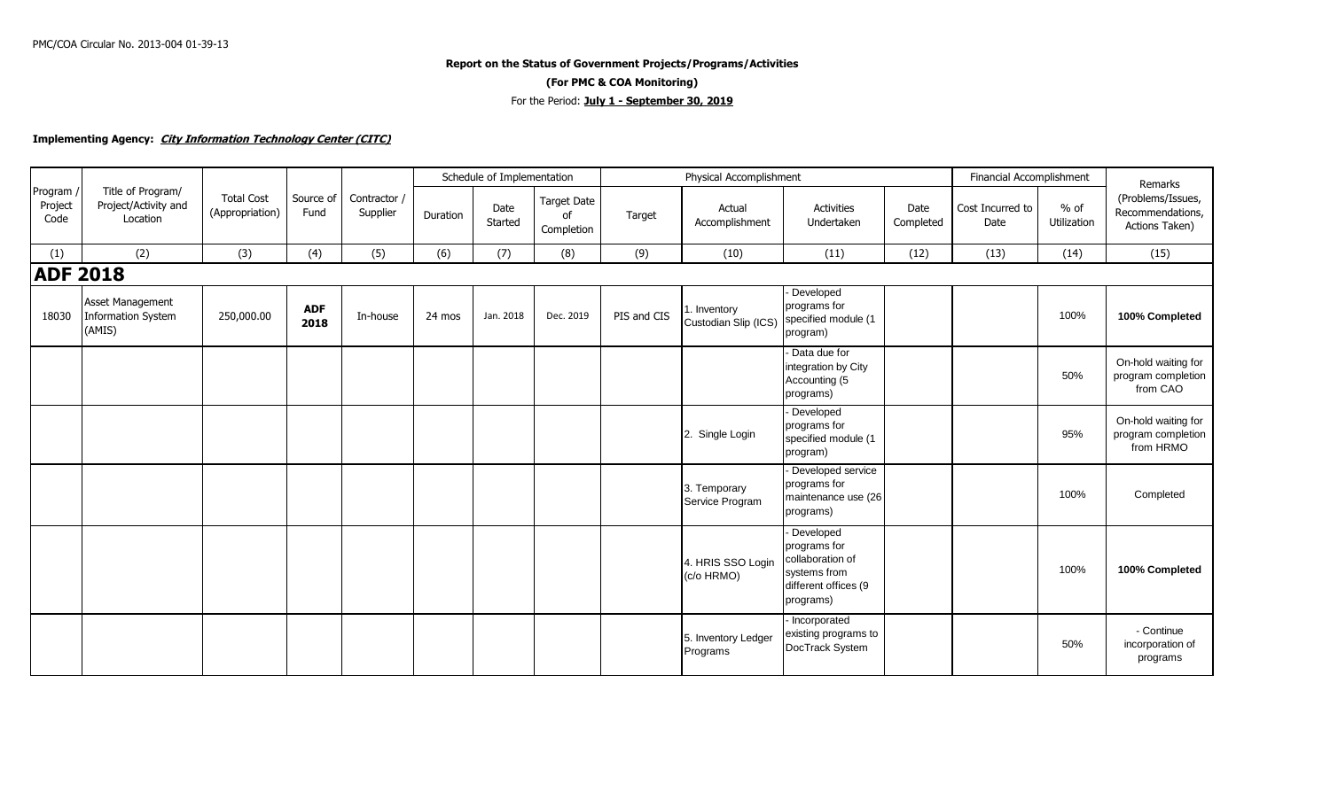PMC/COA Circular No. 2013-004 01-39-13

**Report on the Status of Government Projects/Programs/Activities**

**(For PMC & COA Monitoring)**

For the Period: **July 1 - September 30, 2019**

**Implementing Agency: *City Information Technology Center (CITC)***

| Program / Project Code | Title of Program/ Project/Activity and Location | Total Cost (Appropriation) | Source of Fund | Contractor / Supplier | Schedule of Implementation | | | Physical Accomplishment | | | | Financial Accomplishment | | Remarks (Problems/Issues, Recommendations, Actions Taken) |
|---|---|---|---|---|---|---|---|---|---|---|---|---|---|---|
| | | | | | Duration | Date Started | Target Date of Completion | Target | Actual Accomplishment | Activities Undertaken | Date Completed | Cost Incurred to Date | % of Utilization | |
| (1) | (2) | (3) | (4) | (5) | (6) | (7) | (8) | (9) | (10) | (11) | (12) | (13) | (14) | (15) |
| **ADF 2018** | | | | | | | | | | | | | | |
| 18030 | Asset Management Information System (AMIS) | 250,000.00 | **ADF 2018** | In-house | 24 mos | Jan. 2018 | Dec. 2019 | PIS and CIS | 1. Inventory Custodian Slip (ICS) | - Developed programs for specified module (1 program) | | | 100% | **100% Completed** |
| | | | | | | | | | | - Data due for integration by City Accounting (5 programs) | | | 50% | On-hold waiting for program completion from CAO |
| | | | | | | | | | 2. Single Login | - Developed programs for specified module (1 program) | | | 95% | On-hold waiting for program completion from HRMO |
| | | | | | | | | | 3. Temporary Service Program | - Developed service programs for maintenance use (26 programs) | | | 100% | Completed |
| | | | | | | | | | 4. HRIS SSO Login (c/o HRMO) | - Developed programs for collaboration of systems from different offices (9 programs) | | | 100% | **100% Completed** |
| | | | | | | | | | 5. Inventory Ledger Programs | - Incorporated existing programs to DocTrack System | | | 50% | - Continue incorporation of programs |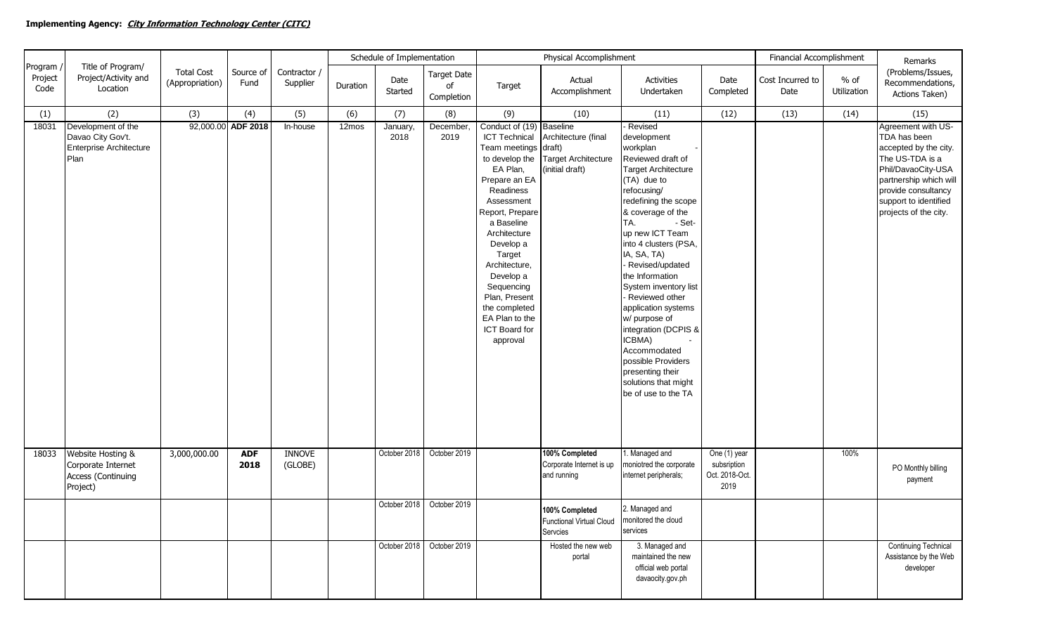**Implementing Agency: *City Information Technology Center (CITC)***

| Program / Project Code | Title of Program/ Project/Activity and Location | Total Cost (Appropriation) | Source of Fund | Contractor / Supplier | Schedule of Implementation | | | Physical Accomplishment | | | | Financial Accomplishment | | Remarks (Problems/Issues, Recommendations, Actions Taken) |
|---|---|---|---|---|---|---|---|---|---|---|---|---|---|---|
| | | | | | Duration | Date Started | Target Date of Completion | Target | Actual Accomplishment | Activities Undertaken | Date Completed | Cost Incurred to Date | % of Utilization | |
| (1) | (2) | (3) | (4) | (5) | (6) | (7) | (8) | (9) | (10) | (11) | (12) | (13) | (14) | (15) |
| 18031 | Development of the Davao City Gov't. Enterprise Architecture Plan | 92,000.00 | **ADF 2018** | In-house | 12mos | January, 2018 | December, 2019 | Conduct of (19) ICT Technical Team meetings to develop the EA Plan, Prepare an EA Readiness Assessment Report, Prepare a Baseline Architecture Develop a Target Architecture, Develop a Sequencing Plan, Present the completed EA Plan to the ICT Board for approval | Baseline Architecture (final draft) Target Architecture (initial draft) | - Revised development workplan - Reviewed draft of Target Architecture (TA) due to refocusing/ redefining the scope & coverage of the TA. - Set-up new ICT Team into 4 clusters (PSA, IA, SA, TA) - Revised/updated the Information System inventory list - Reviewed other application systems w/ purpose of integration (DCPIS & ICBMA) - Accommodated possible Providers presenting their solutions that might be of use to the TA | | | | Agreement with US-TDA has been accepted by the city. The US-TDA is a Phil/DavaoCity-USA partnership which will provide consultancy support to identified projects of the city. |
| 18033 | Website Hosting & Corporate Internet Access (Continuing Project) | 3,000,000.00 | **ADF 2018** | INNOVE (GLOBE) | | October 2018 | October 2019 | | **100% Completed** Corporate Internet is up and running | 1. Managed and moniotred the corporate internet peripherals; | One (1) year subsription Oct. 2018-Oct. 2019 | | 100% | PO Monthly billing payment |
| | | | | | | October 2018 | October 2019 | | **100% Completed** Functional Virtual Cloud Servcies | 2. Managed and monitored the cloud services | | | | |
| | | | | | | October 2018 | October 2019 | | Hosted the new web portal | 3. Managed and maintained the new official web portal davaocity.gov.ph | | | | Continuing Technical Assistance by the Web developer |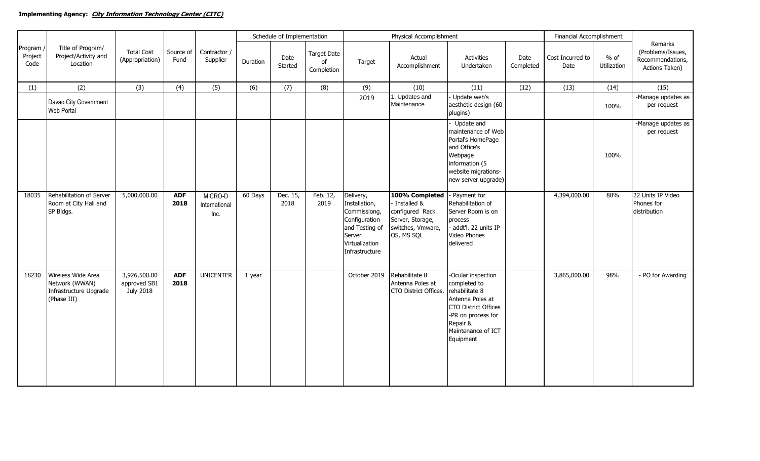**Implementing Agency:** ***City Information Technology Center (CITC)***

| Program / Project Code | Title of Program/ Project/Activity and Location | Total Cost (Appropriation) | Source of Fund | Contractor / Supplier | Schedule of Implementation | | | Physical Accomplishment | | | | Financial Accomplishment | | Remarks (Problems/Issues, Recommendations, Actions Taken) |
|---|---|---|---|---|---|---|---|---|---|---|---|---|---|---|
| | | | | | Duration | Date Started | Target Date of Completion | Target | Actual Accomplishment | Activities Undertaken | Date Completed | Cost Incurred to Date | % of Utilization | |
| (1) | (2) | (3) | (4) | (5) | (6) | (7) | (8) | (9) | (10) | (11) | (12) | (13) | (14) | (15) |
| | Davao City Government Web Portal | | | | | | | 2019 | 1. Updates and Maintenance | - Update web's aesthetic design (60 plugins) | | | 100% | -Manage updates as per request |
| | | | | | | | | | | - Update and maintenance of Web Portal's HomePage and Office's Webpage information (5 website migrations-new server upgrade) | | | 100% | -Manage updates as per request |
| 18035 | Rehabilitation of Server Room at City Hall and SP Bldgs. | 5,000,000.00 | **ADF 2018** | MICRO-D International Inc. | 60 Days | Dec. 15, 2018 | Feb. 12, 2019 | Delivery, Installation, Commissiong, Configuration and Testing of Server Virtualization Infrastructure | **100% Completed** - Installed & configured Rack Server, Storage, switches, Vmware, OS, MS SQL | - Payment for Rehabilitation of Server Room is on process - addt'l. 22 units IP Video Phones delivered | | 4,394,000.00 | 88% | 22 Units IP Video Phones for distribution |
| 18230 | Wireless Wide Area Network (WWAN) Infrastructure Upgrade (Phase III) | 3,926,500.00 approved SB1 July 2018 | **ADF 2018** | UNICENTER | 1 year | | | October 2019 | Rehabilitate 8 Antenna Poles at CTO District Offices. | -Ocular inspection completed to rehabilitate 8 Antenna Poles at CTO District Offices -PR on process for Repair & Maintenance of ICT Equipment | | 3,865,000.00 | 98% | - PO for Awarding |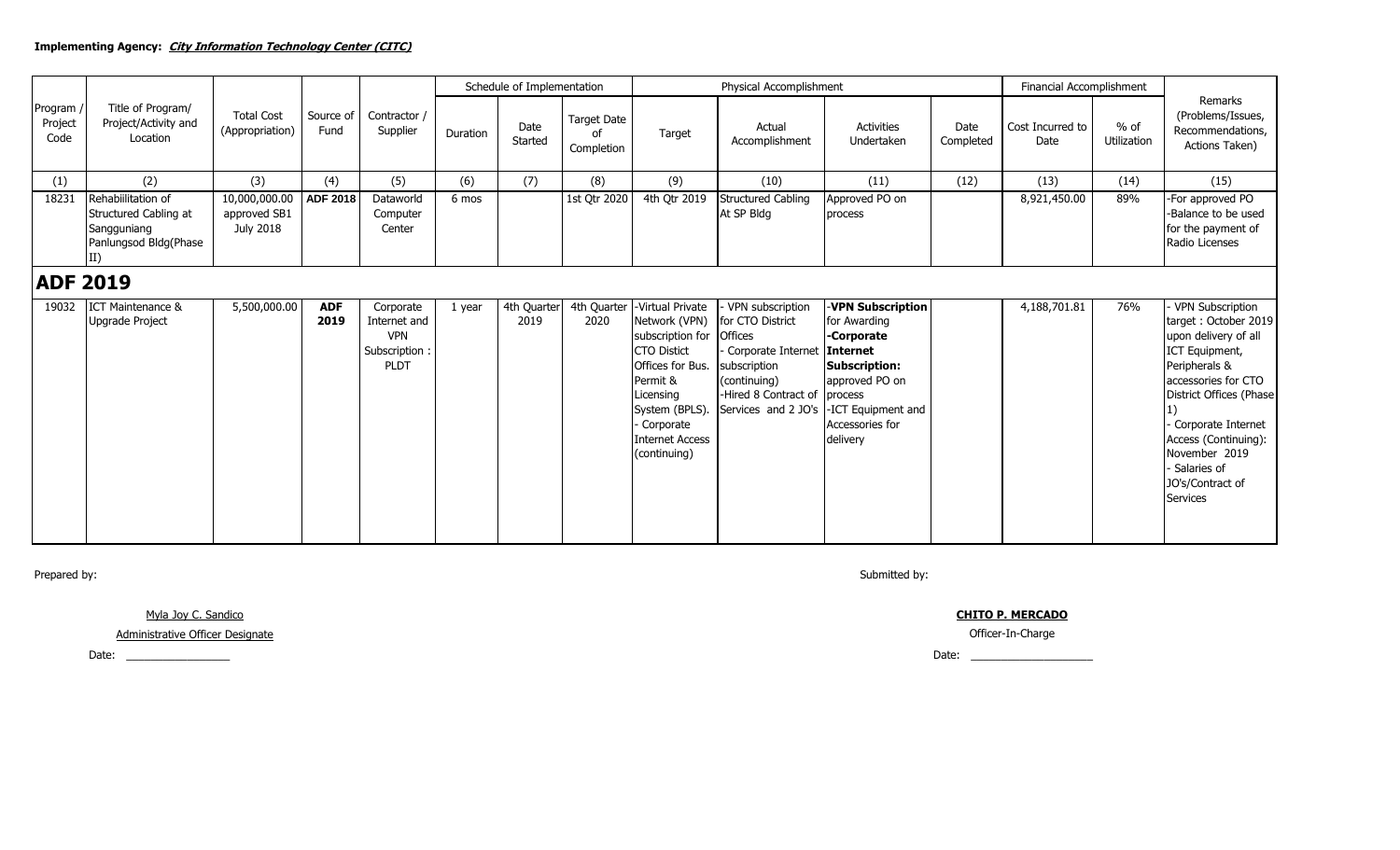**Implementing Agency: _City Information Technology Center (CITC)_**

| Program / Project Code | Title of Program/ Project/Activity and Location | Total Cost (Appropriation) | Source of Fund | Contractor / Supplier | Schedule of Implementation | | | Physical Accomplishment | | | | Financial Accomplishment | | Remarks (Problems/Issues, Recommendations, Actions Taken) |
|---|---|---|---|---|---|---|---|---|---|---|---|---|---|---|
| | | | | | Duration | Date Started | Target Date of Completion | Target | Actual Accomplishment | Activities Undertaken | Date Completed | Cost Incurred to Date | % of Utilization | |
| (1) | (2) | (3) | (4) | (5) | (6) | (7) | (8) | (9) | (10) | (11) | (12) | (13) | (14) | (15) |
| 18231 | Rehabilitation of Structured Cabling at Sangguniang Panlungsod Bldg(Phase II) | 10,000,000.00 approved SB1 July 2018 | **ADF 2018** | Dataworld Computer Center | 6 mos | | 1st Qtr 2020 | 4th Qtr 2019 | Structured Cabling At SP Bldg | Approved PO on process | | 8,921,450.00 | 89% | -For approved PO -Balance to be used for the payment of Radio Licenses |
| **ADF 2019** | | | | | | | | | | | | | | |
| 19032 | ICT Maintenance & Upgrade Project | 5,500,000.00 | **ADF 2019** | Corporate Internet and VPN Subscription : PLDT | 1 year | 4th Quarter 2019 | 4th Quarter 2020 | -Virtual Private Network (VPN) subscription for CTO Distict Offices for Bus. Permit & Licensing System (BPLS). - Corporate Internet Access (continuing) | - VPN subscription for CTO District Offices - Corporate Internet subscription (continuing) -Hired 8 Contract of Services and 2 JO's | **-VPN Subscription** for Awarding **-Corporate Internet Subscription:** approved PO on process -ICT Equipment and Accessories for delivery | | 4,188,701.81 | 76% | - VPN Subscription target : October 2019 upon delivery of all ICT Equipment, Peripherals & accessories for CTO District Offices (Phase 1) - Corporate Internet Access (Continuing): November 2019 - Salaries of JO's/Contract of Services |

Prepared by:

Myla Joy C. Sandico
Administrative Officer Designate

Date: _________________

Submitted by:

**CHITO P. MERCADO**
Officer-In-Charge

Date: ____________________